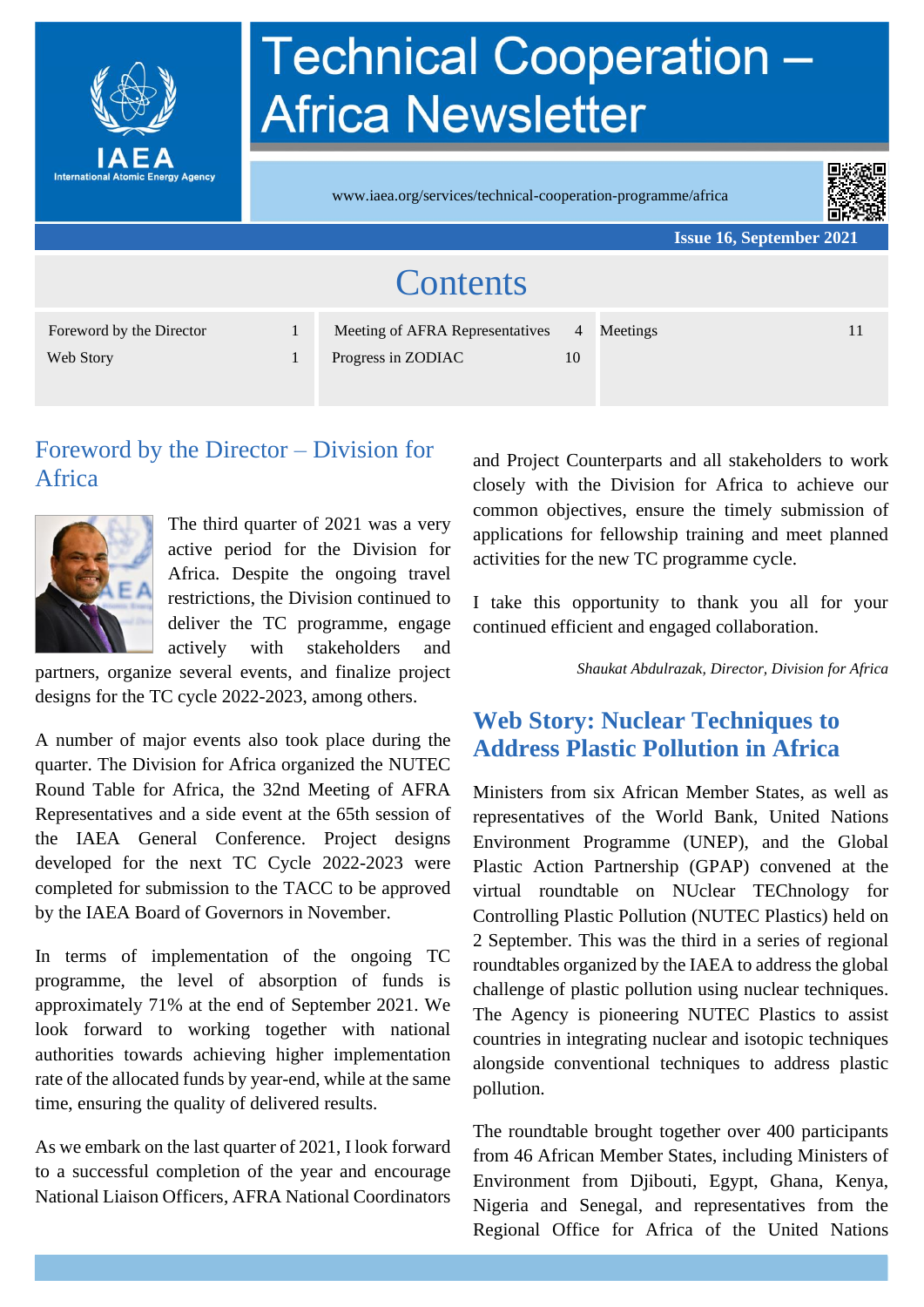# Technical Cooperation – Africa Newsletter

IAEA International Atomic Energy Agency

www.iaea.org/services/technical-cooperation-programme/africa

**Issue 16, September 2021**

## Contents

| | | | | | |
|---|---|---|---|---|---|
| Foreword by the Director | 1 | Meeting of AFRA Representatives | 4 | Meetings | 11 |
| Web Story | 1 | Progress in ZODIAC | 10 | | |

## Foreword by the Director – Division for Africa

The third quarter of 2021 was a very active period for the Division for Africa. Despite the ongoing travel restrictions, the Division continued to deliver the TC programme, engage actively with stakeholders and partners, organize several events, and finalize project designs for the TC cycle 2022-2023, among others.

A number of major events also took place during the quarter. The Division for Africa organized the NUTEC Round Table for Africa, the 32nd Meeting of AFRA Representatives and a side event at the 65th session of the IAEA General Conference. Project designs developed for the next TC Cycle 2022-2023 were completed for submission to the TACC to be approved by the IAEA Board of Governors in November.

In terms of implementation of the ongoing TC programme, the level of absorption of funds is approximately 71% at the end of September 2021. We look forward to working together with national authorities towards achieving higher implementation rate of the allocated funds by year-end, while at the same time, ensuring the quality of delivered results.

As we embark on the last quarter of 2021, I look forward to a successful completion of the year and encourage National Liaison Officers, AFRA National Coordinators and Project Counterparts and all stakeholders to work closely with the Division for Africa to achieve our common objectives, ensure the timely submission of applications for fellowship training and meet planned activities for the new TC programme cycle.

I take this opportunity to thank you all for your continued efficient and engaged collaboration.

*Shaukat Abdulrazak, Director, Division for Africa*

## Web Story: Nuclear Techniques to Address Plastic Pollution in Africa

Ministers from six African Member States, as well as representatives of the World Bank, United Nations Environment Programme (UNEP), and the Global Plastic Action Partnership (GPAP) convened at the virtual roundtable on NUclear TEChnology for Controlling Plastic Pollution (NUTEC Plastics) held on 2 September. This was the third in a series of regional roundtables organized by the IAEA to address the global challenge of plastic pollution using nuclear techniques. The Agency is pioneering NUTEC Plastics to assist countries in integrating nuclear and isotopic techniques alongside conventional techniques to address plastic pollution.

The roundtable brought together over 400 participants from 46 African Member States, including Ministers of Environment from Djibouti, Egypt, Ghana, Kenya, Nigeria and Senegal, and representatives from the Regional Office for Africa of the United Nations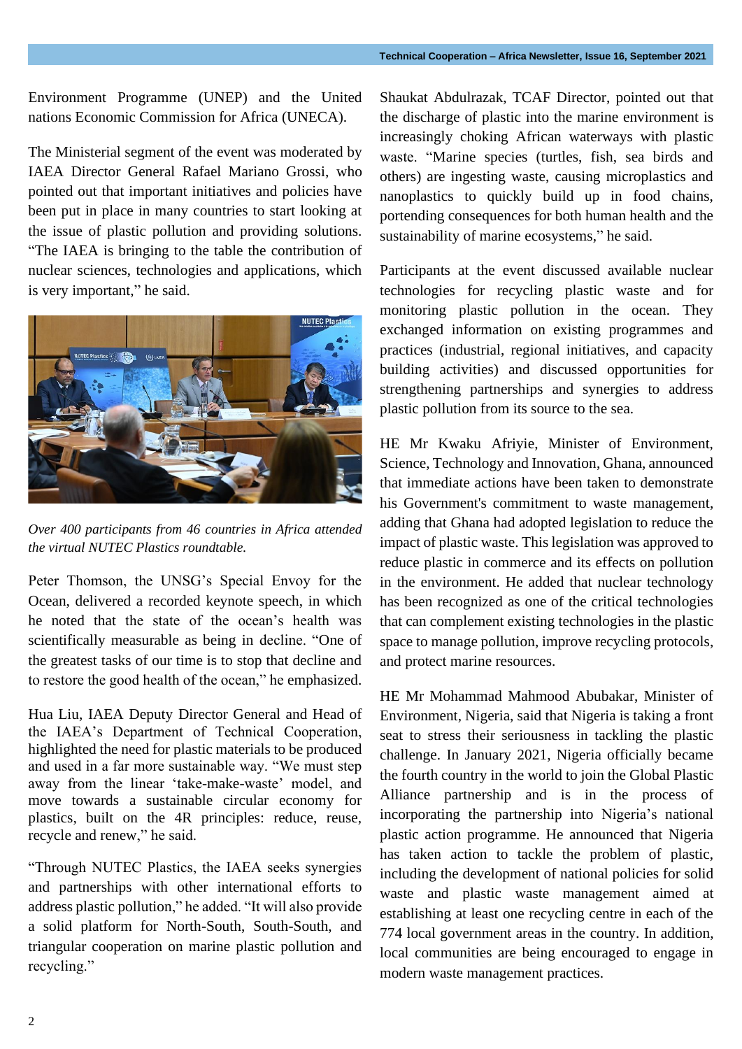Environment Programme (UNEP) and the United nations Economic Commission for Africa (UNECA).

The Ministerial segment of the event was moderated by IAEA Director General Rafael Mariano Grossi, who pointed out that important initiatives and policies have been put in place in many countries to start looking at the issue of plastic pollution and providing solutions. "The IAEA is bringing to the table the contribution of nuclear sciences, technologies and applications, which is very important," he said.

*Over 400 participants from 46 countries in Africa attended the virtual NUTEC Plastics roundtable.*

Peter Thomson, the UNSG's Special Envoy for the Ocean, delivered a recorded keynote speech, in which he noted that the state of the ocean's health was scientifically measurable as being in decline. "One of the greatest tasks of our time is to stop that decline and to restore the good health of the ocean," he emphasized.

Hua Liu, IAEA Deputy Director General and Head of the IAEA's Department of Technical Cooperation, highlighted the need for plastic materials to be produced and used in a far more sustainable way. "We must step away from the linear 'take-make-waste' model, and move towards a sustainable circular economy for plastics, built on the 4R principles: reduce, reuse, recycle and renew," he said.

"Through NUTEC Plastics, the IAEA seeks synergies and partnerships with other international efforts to address plastic pollution," he added. "It will also provide a solid platform for North-South, South-South, and triangular cooperation on marine plastic pollution and recycling."

Shaukat Abdulrazak, TCAF Director, pointed out that the discharge of plastic into the marine environment is increasingly choking African waterways with plastic waste. "Marine species (turtles, fish, sea birds and others) are ingesting waste, causing microplastics and nanoplastics to quickly build up in food chains, portending consequences for both human health and the sustainability of marine ecosystems," he said.

Participants at the event discussed available nuclear technologies for recycling plastic waste and for monitoring plastic pollution in the ocean. They exchanged information on existing programmes and practices (industrial, regional initiatives, and capacity building activities) and discussed opportunities for strengthening partnerships and synergies to address plastic pollution from its source to the sea.

HE Mr Kwaku Afriyie, Minister of Environment, Science, Technology and Innovation, Ghana, announced that immediate actions have been taken to demonstrate his Government's commitment to waste management, adding that Ghana had adopted legislation to reduce the impact of plastic waste. This legislation was approved to reduce plastic in commerce and its effects on pollution in the environment. He added that nuclear technology has been recognized as one of the critical technologies that can complement existing technologies in the plastic space to manage pollution, improve recycling protocols, and protect marine resources.

HE Mr Mohammad Mahmood Abubakar, Minister of Environment, Nigeria, said that Nigeria is taking a front seat to stress their seriousness in tackling the plastic challenge. In January 2021, Nigeria officially became the fourth country in the world to join the Global Plastic Alliance partnership and is in the process of incorporating the partnership into Nigeria's national plastic action programme. He announced that Nigeria has taken action to tackle the problem of plastic, including the development of national policies for solid waste and plastic waste management aimed at establishing at least one recycling centre in each of the 774 local government areas in the country. In addition, local communities are being encouraged to engage in modern waste management practices.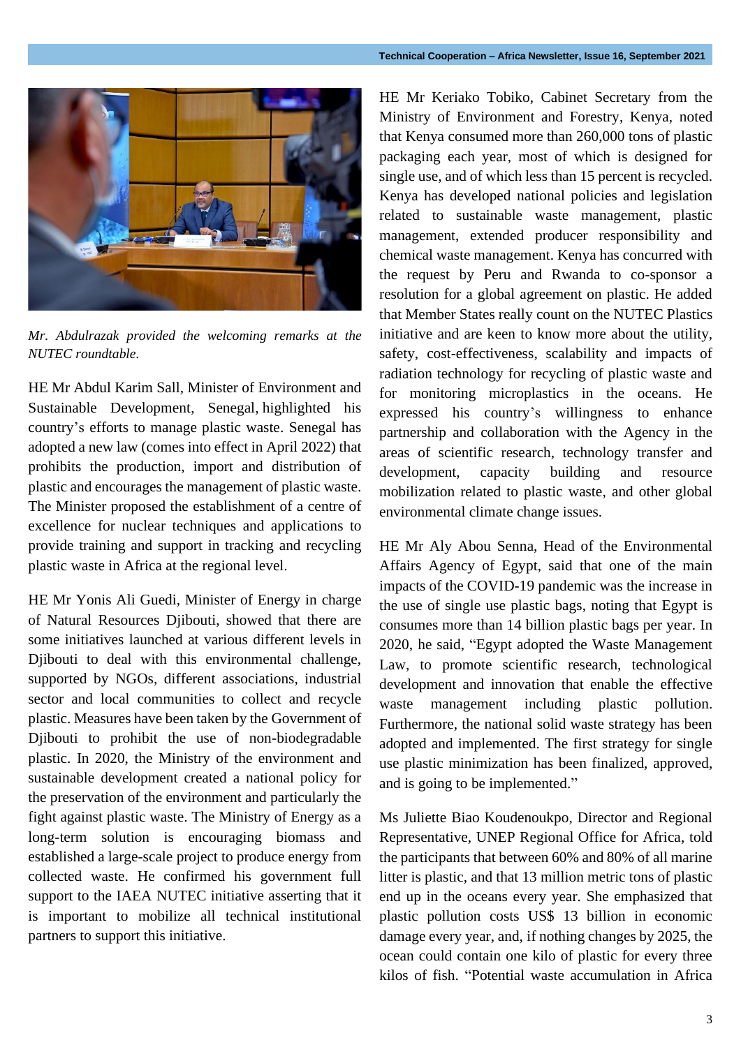*Mr. Abdulrazak provided the welcoming remarks at the NUTEC roundtable.*

HE Mr Abdul Karim Sall, Minister of Environment and Sustainable Development, Senegal, highlighted his country's efforts to manage plastic waste. Senegal has adopted a new law (comes into effect in April 2022) that prohibits the production, import and distribution of plastic and encourages the management of plastic waste. The Minister proposed the establishment of a centre of excellence for nuclear techniques and applications to provide training and support in tracking and recycling plastic waste in Africa at the regional level.

HE Mr Yonis Ali Guedi, Minister of Energy in charge of Natural Resources Djibouti, showed that there are some initiatives launched at various different levels in Djibouti to deal with this environmental challenge, supported by NGOs, different associations, industrial sector and local communities to collect and recycle plastic. Measures have been taken by the Government of Djibouti to prohibit the use of non-biodegradable plastic. In 2020, the Ministry of the environment and sustainable development created a national policy for the preservation of the environment and particularly the fight against plastic waste. The Ministry of Energy as a long-term solution is encouraging biomass and established a large-scale project to produce energy from collected waste. He confirmed his government full support to the IAEA NUTEC initiative asserting that it is important to mobilize all technical institutional partners to support this initiative.

HE Mr Keriako Tobiko, Cabinet Secretary from the Ministry of Environment and Forestry, Kenya, noted that Kenya consumed more than 260,000 tons of plastic packaging each year, most of which is designed for single use, and of which less than 15 percent is recycled. Kenya has developed national policies and legislation related to sustainable waste management, plastic management, extended producer responsibility and chemical waste management. Kenya has concurred with the request by Peru and Rwanda to co-sponsor a resolution for a global agreement on plastic. He added that Member States really count on the NUTEC Plastics initiative and are keen to know more about the utility, safety, cost-effectiveness, scalability and impacts of radiation technology for recycling of plastic waste and for monitoring microplastics in the oceans. He expressed his country's willingness to enhance partnership and collaboration with the Agency in the areas of scientific research, technology transfer and development, capacity building and resource mobilization related to plastic waste, and other global environmental climate change issues.

HE Mr Aly Abou Senna, Head of the Environmental Affairs Agency of Egypt, said that one of the main impacts of the COVID-19 pandemic was the increase in the use of single use plastic bags, noting that Egypt is consumes more than 14 billion plastic bags per year. In 2020, he said, "Egypt adopted the Waste Management Law, to promote scientific research, technological development and innovation that enable the effective waste management including plastic pollution. Furthermore, the national solid waste strategy has been adopted and implemented. The first strategy for single use plastic minimization has been finalized, approved, and is going to be implemented."

Ms Juliette Biao Koudenoukpo, Director and Regional Representative, UNEP Regional Office for Africa, told the participants that between 60% and 80% of all marine litter is plastic, and that 13 million metric tons of plastic end up in the oceans every year. She emphasized that plastic pollution costs US$ 13 billion in economic damage every year, and, if nothing changes by 2025, the ocean could contain one kilo of plastic for every three kilos of fish. "Potential waste accumulation in Africa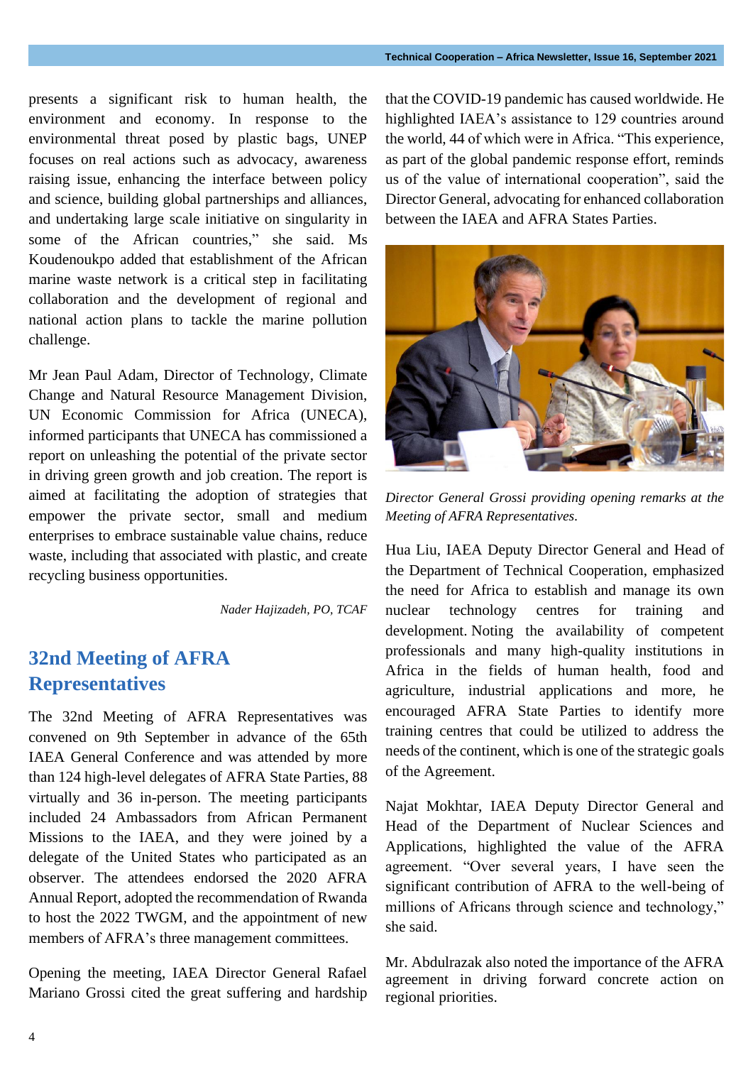presents a significant risk to human health, the environment and economy. In response to the environmental threat posed by plastic bags, UNEP focuses on real actions such as advocacy, awareness raising issue, enhancing the interface between policy and science, building global partnerships and alliances, and undertaking large scale initiative on singularity in some of the African countries," she said. Ms Koudenoukpo added that establishment of the African marine waste network is a critical step in facilitating collaboration and the development of regional and national action plans to tackle the marine pollution challenge.

Mr Jean Paul Adam, Director of Technology, Climate Change and Natural Resource Management Division, UN Economic Commission for Africa (UNECA), informed participants that UNECA has commissioned a report on unleashing the potential of the private sector in driving green growth and job creation. The report is aimed at facilitating the adoption of strategies that empower the private sector, small and medium enterprises to embrace sustainable value chains, reduce waste, including that associated with plastic, and create recycling business opportunities.

*Nader Hajizadeh, PO, TCAF*

## 32nd Meeting of AFRA Representatives

The 32nd Meeting of AFRA Representatives was convened on 9th September in advance of the 65th IAEA General Conference and was attended by more than 124 high-level delegates of AFRA State Parties, 88 virtually and 36 in-person. The meeting participants included 24 Ambassadors from African Permanent Missions to the IAEA, and they were joined by a delegate of the United States who participated as an observer. The attendees endorsed the 2020 AFRA Annual Report, adopted the recommendation of Rwanda to host the 2022 TWGM, and the appointment of new members of AFRA's three management committees.

Opening the meeting, IAEA Director General Rafael Mariano Grossi cited the great suffering and hardship that the COVID-19 pandemic has caused worldwide. He highlighted IAEA's assistance to 129 countries around the world, 44 of which were in Africa. "This experience, as part of the global pandemic response effort, reminds us of the value of international cooperation", said the Director General, advocating for enhanced collaboration between the IAEA and AFRA States Parties.

*Director General Grossi providing opening remarks at the Meeting of AFRA Representatives.*

Hua Liu, IAEA Deputy Director General and Head of the Department of Technical Cooperation, emphasized the need for Africa to establish and manage its own nuclear technology centres for training and development. Noting the availability of competent professionals and many high-quality institutions in Africa in the fields of human health, food and agriculture, industrial applications and more, he encouraged AFRA State Parties to identify more training centres that could be utilized to address the needs of the continent, which is one of the strategic goals of the Agreement.

Najat Mokhtar, IAEA Deputy Director General and Head of the Department of Nuclear Sciences and Applications, highlighted the value of the AFRA agreement. "Over several years, I have seen the significant contribution of AFRA to the well-being of millions of Africans through science and technology," she said.

Mr. Abdulrazak also noted the importance of the AFRA agreement in driving forward concrete action on regional priorities.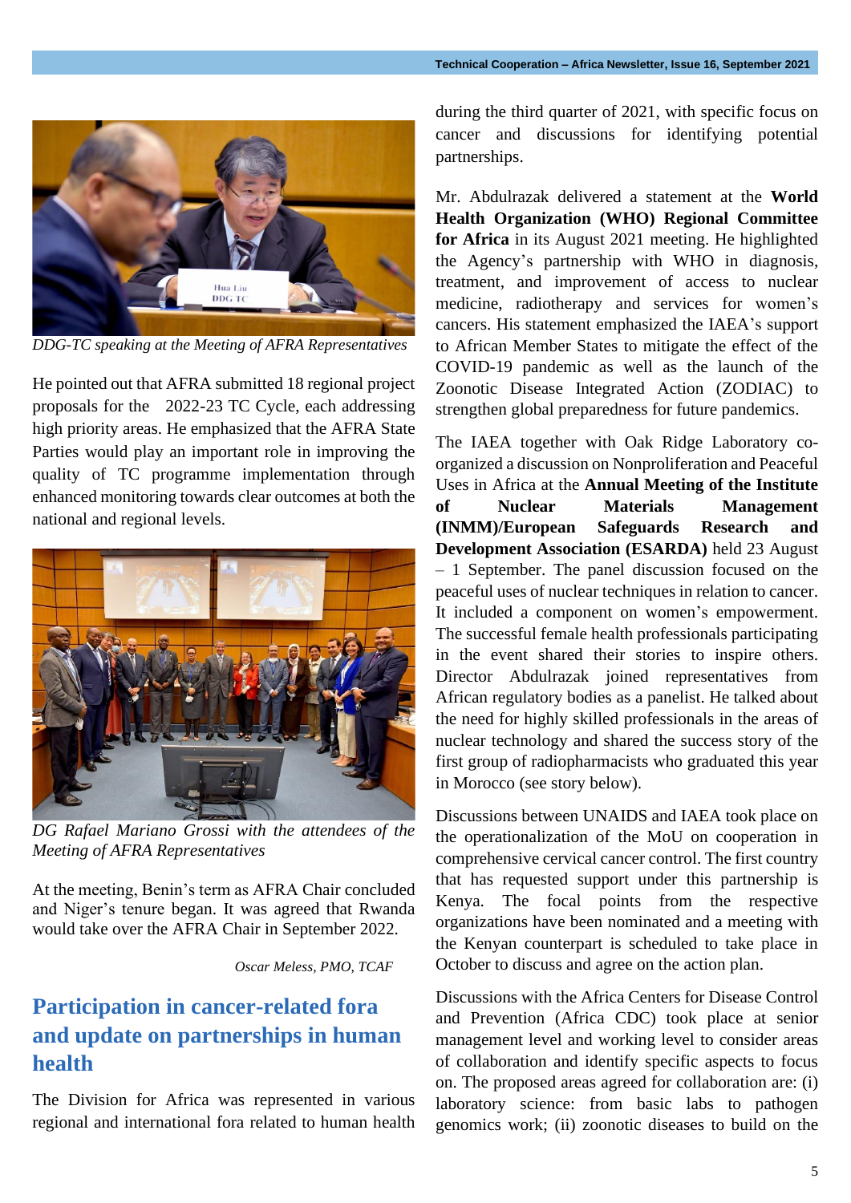*DDG-TC speaking at the Meeting of AFRA Representatives*

He pointed out that AFRA submitted 18 regional project proposals for the 2022-23 TC Cycle, each addressing high priority areas. He emphasized that the AFRA State Parties would play an important role in improving the quality of TC programme implementation through enhanced monitoring towards clear outcomes at both the national and regional levels.

*DG Rafael Mariano Grossi with the attendees of the Meeting of AFRA Representatives*

At the meeting, Benin's term as AFRA Chair concluded and Niger's tenure began. It was agreed that Rwanda would take over the AFRA Chair in September 2022.

*Oscar Meless, PMO, TCAF*

## Participation in cancer-related fora and update on partnerships in human health

The Division for Africa was represented in various regional and international fora related to human health during the third quarter of 2021, with specific focus on cancer and discussions for identifying potential partnerships.

Mr. Abdulrazak delivered a statement at the **World Health Organization (WHO) Regional Committee for Africa** in its August 2021 meeting. He highlighted the Agency's partnership with WHO in diagnosis, treatment, and improvement of access to nuclear medicine, radiotherapy and services for women's cancers. His statement emphasized the IAEA's support to African Member States to mitigate the effect of the COVID-19 pandemic as well as the launch of the Zoonotic Disease Integrated Action (ZODIAC) to strengthen global preparedness for future pandemics.

The IAEA together with Oak Ridge Laboratory co-organized a discussion on Nonproliferation and Peaceful Uses in Africa at the **Annual Meeting of the Institute of Nuclear Materials Management (INMM)/European Safeguards Research and Development Association (ESARDA)** held 23 August – 1 September. The panel discussion focused on the peaceful uses of nuclear techniques in relation to cancer. It included a component on women's empowerment. The successful female health professionals participating in the event shared their stories to inspire others. Director Abdulrazak joined representatives from African regulatory bodies as a panelist. He talked about the need for highly skilled professionals in the areas of nuclear technology and shared the success story of the first group of radiopharmacists who graduated this year in Morocco (see story below).

Discussions between UNAIDS and IAEA took place on the operationalization of the MoU on cooperation in comprehensive cervical cancer control. The first country that has requested support under this partnership is Kenya. The focal points from the respective organizations have been nominated and a meeting with the Kenyan counterpart is scheduled to take place in October to discuss and agree on the action plan.

Discussions with the Africa Centers for Disease Control and Prevention (Africa CDC) took place at senior management level and working level to consider areas of collaboration and identify specific aspects to focus on. The proposed areas agreed for collaboration are: (i) laboratory science: from basic labs to pathogen genomics work; (ii) zoonotic diseases to build on the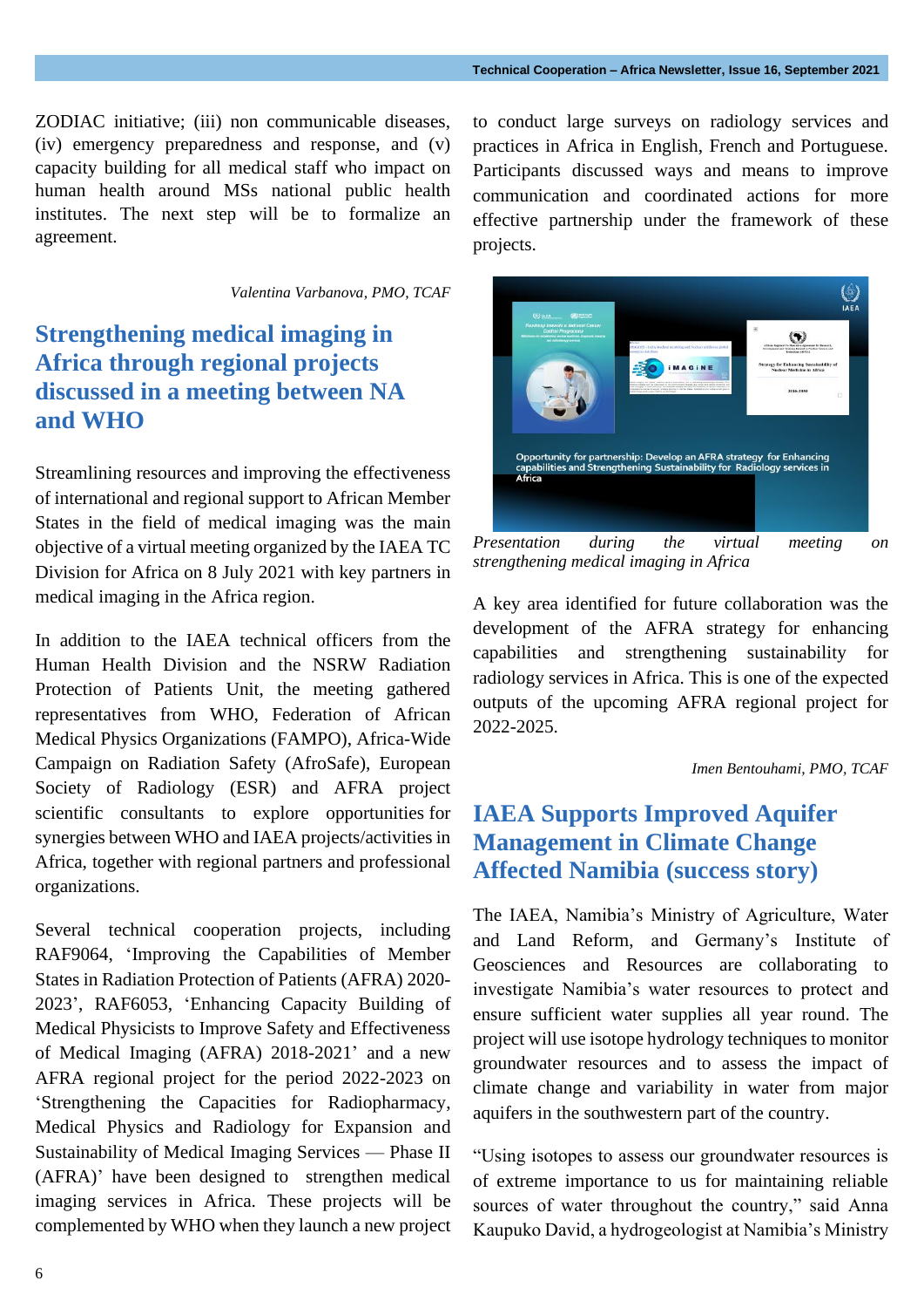ZODIAC initiative; (iii) non communicable diseases, (iv) emergency preparedness and response, and (v) capacity building for all medical staff who impact on human health around MSs national public health institutes. The next step will be to formalize an agreement.

*Valentina Varbanova, PMO, TCAF*

## Strengthening medical imaging in Africa through regional projects discussed in a meeting between NA and WHO

Streamlining resources and improving the effectiveness of international and regional support to African Member States in the field of medical imaging was the main objective of a virtual meeting organized by the IAEA TC Division for Africa on 8 July 2021 with key partners in medical imaging in the Africa region.

In addition to the IAEA technical officers from the Human Health Division and the NSRW Radiation Protection of Patients Unit, the meeting gathered representatives from WHO, Federation of African Medical Physics Organizations (FAMPO), Africa-Wide Campaign on Radiation Safety (AfroSafe), European Society of Radiology (ESR) and AFRA project scientific consultants to explore opportunities for synergies between WHO and IAEA projects/activities in Africa, together with regional partners and professional organizations.

Several technical cooperation projects, including RAF9064, 'Improving the Capabilities of Member States in Radiation Protection of Patients (AFRA) 2020-2023', RAF6053, 'Enhancing Capacity Building of Medical Physicists to Improve Safety and Effectiveness of Medical Imaging (AFRA) 2018-2021' and a new AFRA regional project for the period 2022-2023 on 'Strengthening the Capacities for Radiopharmacy, Medical Physics and Radiology for Expansion and Sustainability of Medical Imaging Services — Phase II (AFRA)' have been designed to strengthen medical imaging services in Africa. These projects will be complemented by WHO when they launch a new project to conduct large surveys on radiology services and practices in Africa in English, French and Portuguese. Participants discussed ways and means to improve communication and coordinated actions for more effective partnership under the framework of these projects.

*Presentation during the virtual meeting on strengthening medical imaging in Africa*

A key area identified for future collaboration was the development of the AFRA strategy for enhancing capabilities and strengthening sustainability for radiology services in Africa. This is one of the expected outputs of the upcoming AFRA regional project for 2022-2025.

*Imen Bentouhami, PMO, TCAF*

## IAEA Supports Improved Aquifer Management in Climate Change Affected Namibia (success story)

The IAEA, Namibia's Ministry of Agriculture, Water and Land Reform, and Germany's Institute of Geosciences and Resources are collaborating to investigate Namibia's water resources to protect and ensure sufficient water supplies all year round. The project will use isotope hydrology techniques to monitor groundwater resources and to assess the impact of climate change and variability in water from major aquifers in the southwestern part of the country.

"Using isotopes to assess our groundwater resources is of extreme importance to us for maintaining reliable sources of water throughout the country," said Anna Kaupuko David, a hydrogeologist at Namibia's Ministry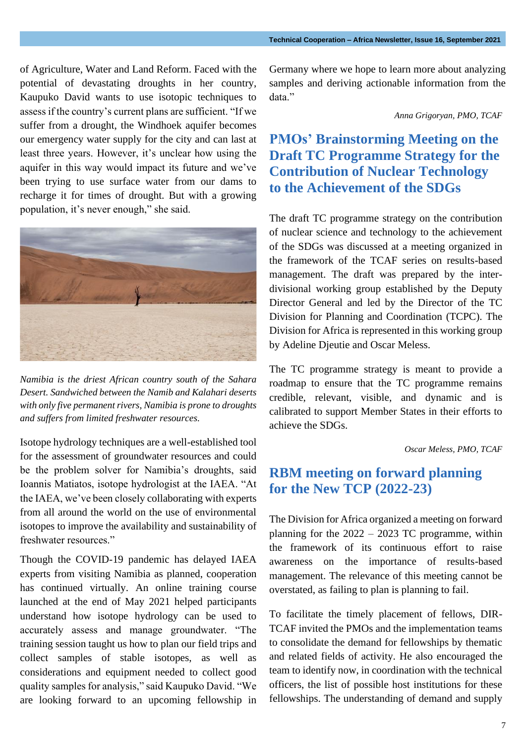of Agriculture, Water and Land Reform. Faced with the potential of devastating droughts in her country, Kaupuko David wants to use isotopic techniques to assess if the country's current plans are sufficient. "If we suffer from a drought, the Windhoek aquifer becomes our emergency water supply for the city and can last at least three years. However, it's unclear how using the aquifer in this way would impact its future and we've been trying to use surface water from our dams to recharge it for times of drought. But with a growing population, it's never enough," she said.

*Namibia is the driest African country south of the Sahara Desert. Sandwiched between the Namib and Kalahari deserts with only five permanent rivers, Namibia is prone to droughts and suffers from limited freshwater resources.*

Isotope hydrology techniques are a well-established tool for the assessment of groundwater resources and could be the problem solver for Namibia's droughts, said Ioannis Matiatos, isotope hydrologist at the IAEA. "At the IAEA, we've been closely collaborating with experts from all around the world on the use of environmental isotopes to improve the availability and sustainability of freshwater resources."

Though the COVID-19 pandemic has delayed IAEA experts from visiting Namibia as planned, cooperation has continued virtually. An online training course launched at the end of May 2021 helped participants understand how isotope hydrology can be used to accurately assess and manage groundwater. "The training session taught us how to plan our field trips and collect samples of stable isotopes, as well as considerations and equipment needed to collect good quality samples for analysis," said Kaupuko David. "We are looking forward to an upcoming fellowship in Germany where we hope to learn more about analyzing samples and deriving actionable information from the data."

*Anna Grigoryan, PMO, TCAF*

## PMOs' Brainstorming Meeting on the Draft TC Programme Strategy for the Contribution of Nuclear Technology to the Achievement of the SDGs

The draft TC programme strategy on the contribution of nuclear science and technology to the achievement of the SDGs was discussed at a meeting organized in the framework of the TCAF series on results-based management. The draft was prepared by the inter-divisional working group established by the Deputy Director General and led by the Director of the TC Division for Planning and Coordination (TCPC). The Division for Africa is represented in this working group by Adeline Djeutie and Oscar Meless.

The TC programme strategy is meant to provide a roadmap to ensure that the TC programme remains credible, relevant, visible, and dynamic and is calibrated to support Member States in their efforts to achieve the SDGs.

*Oscar Meless, PMO, TCAF*

## RBM meeting on forward planning for the New TCP (2022-23)

The Division for Africa organized a meeting on forward planning for the 2022 – 2023 TC programme, within the framework of its continuous effort to raise awareness on the importance of results-based management. The relevance of this meeting cannot be overstated, as failing to plan is planning to fail.

To facilitate the timely placement of fellows, DIR-TCAF invited the PMOs and the implementation teams to consolidate the demand for fellowships by thematic and related fields of activity. He also encouraged the team to identify now, in coordination with the technical officers, the list of possible host institutions for these fellowships. The understanding of demand and supply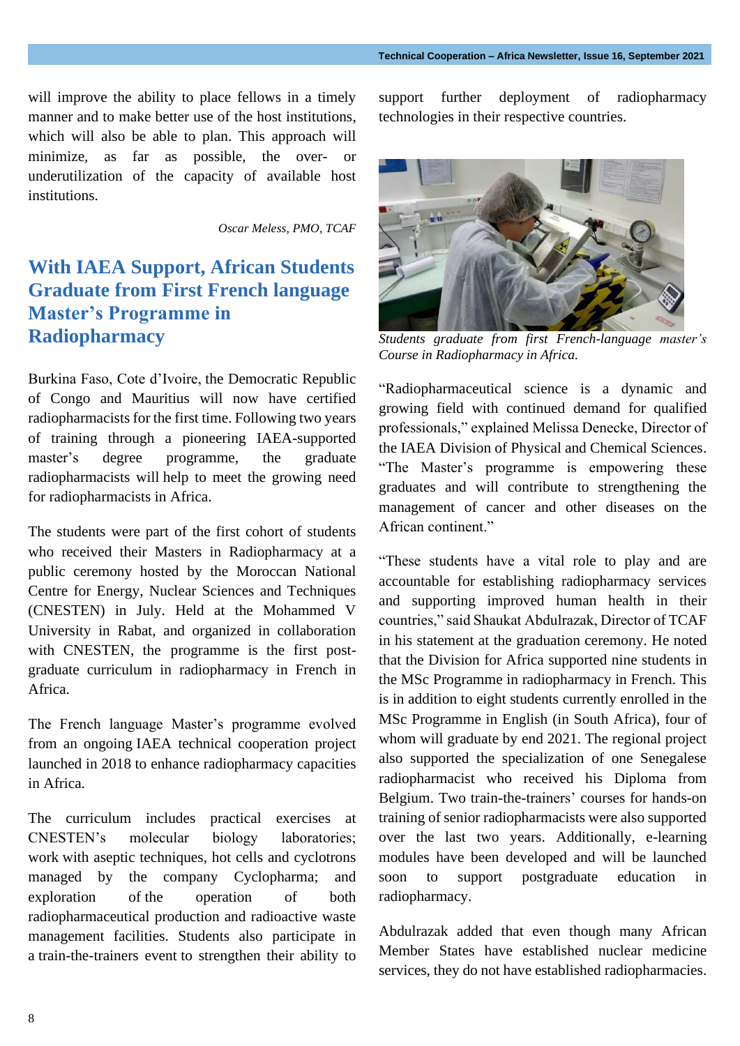will improve the ability to place fellows in a timely manner and to make better use of the host institutions, which will also be able to plan. This approach will minimize, as far as possible, the over- or underutilization of the capacity of available host institutions.

*Oscar Meless, PMO, TCAF*

## With IAEA Support, African Students Graduate from First French language Master's Programme in Radiopharmacy

Burkina Faso, Cote d'Ivoire, the Democratic Republic of Congo and Mauritius will now have certified radiopharmacists for the first time. Following two years of training through a pioneering IAEA-supported master's degree programme, the graduate radiopharmacists will help to meet the growing need for radiopharmacists in Africa.

The students were part of the first cohort of students who received their Masters in Radiopharmacy at a public ceremony hosted by the Moroccan National Centre for Energy, Nuclear Sciences and Techniques (CNESTEN) in July. Held at the Mohammed V University in Rabat, and organized in collaboration with CNESTEN, the programme is the first post-graduate curriculum in radiopharmacy in French in Africa.

The French language Master's programme evolved from an ongoing IAEA technical cooperation project launched in 2018 to enhance radiopharmacy capacities in Africa.

The curriculum includes practical exercises at CNESTEN's molecular biology laboratories; work with aseptic techniques, hot cells and cyclotrons managed by the company Cyclopharma; and exploration of the operation of both radiopharmaceutical production and radioactive waste management facilities. Students also participate in a train-the-trainers event to strengthen their ability to support further deployment of radiopharmacy technologies in their respective countries.

*Students graduate from first French-language master's Course in Radiopharmacy in Africa.*

"Radiopharmaceutical science is a dynamic and growing field with continued demand for qualified professionals," explained Melissa Denecke, Director of the IAEA Division of Physical and Chemical Sciences. "The Master's programme is empowering these graduates and will contribute to strengthening the management of cancer and other diseases on the African continent."

"These students have a vital role to play and are accountable for establishing radiopharmacy services and supporting improved human health in their countries," said Shaukat Abdulrazak, Director of TCAF in his statement at the graduation ceremony. He noted that the Division for Africa supported nine students in the MSc Programme in radiopharmacy in French. This is in addition to eight students currently enrolled in the MSc Programme in English (in South Africa), four of whom will graduate by end 2021. The regional project also supported the specialization of one Senegalese radiopharmacist who received his Diploma from Belgium. Two train-the-trainers' courses for hands-on training of senior radiopharmacists were also supported over the last two years. Additionally, e-learning modules have been developed and will be launched soon to support postgraduate education in radiopharmacy.

Abdulrazak added that even though many African Member States have established nuclear medicine services, they do not have established radiopharmacies.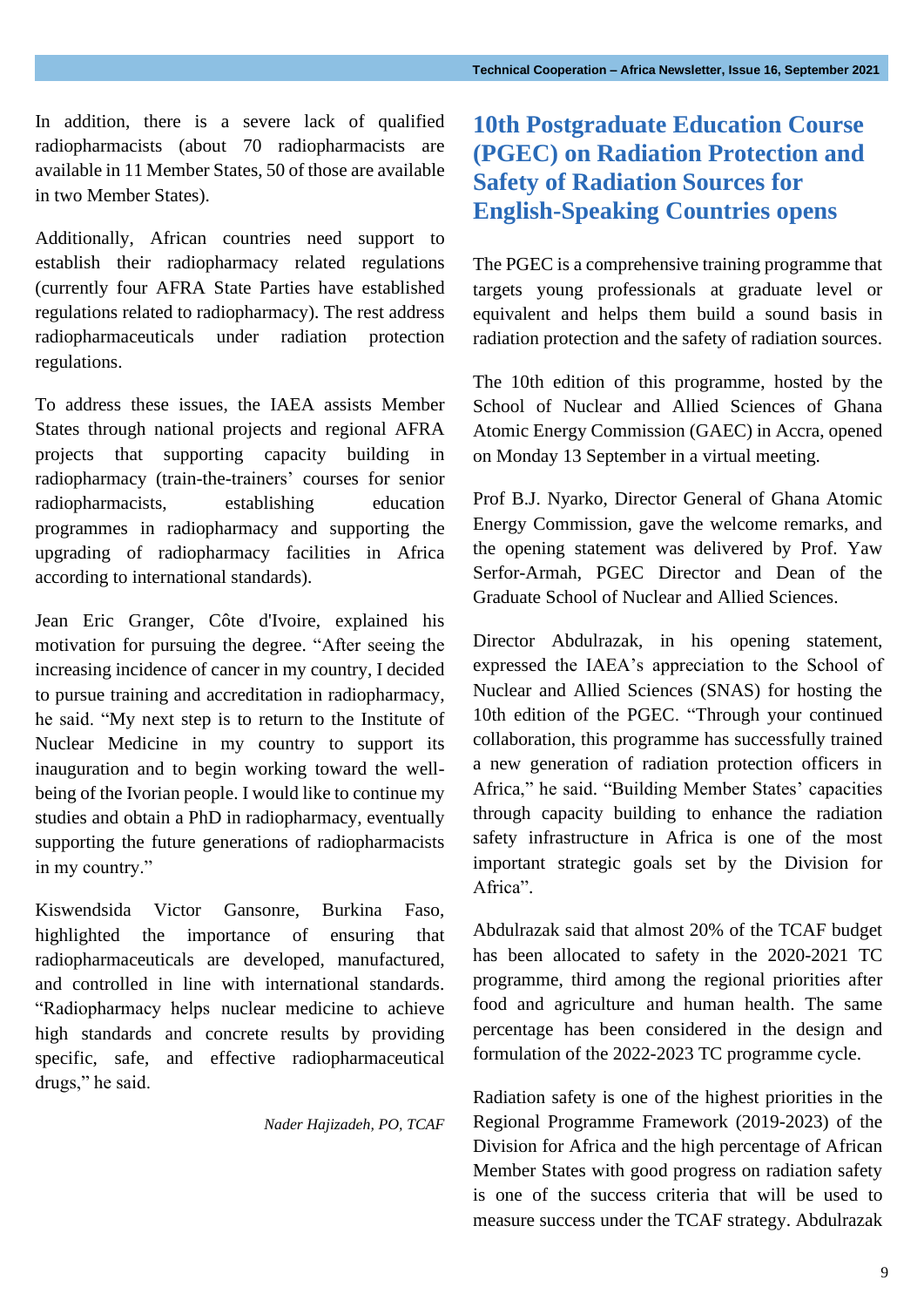In addition, there is a severe lack of qualified radiopharmacists (about 70 radiopharmacists are available in 11 Member States, 50 of those are available in two Member States).

Additionally, African countries need support to establish their radiopharmacy related regulations (currently four AFRA State Parties have established regulations related to radiopharmacy). The rest address radiopharmaceuticals under radiation protection regulations.

To address these issues, the IAEA assists Member States through national projects and regional AFRA projects that supporting capacity building in radiopharmacy (train-the-trainers' courses for senior radiopharmacists, establishing education programmes in radiopharmacy and supporting the upgrading of radiopharmacy facilities in Africa according to international standards).

Jean Eric Granger, Côte d'Ivoire, explained his motivation for pursuing the degree. "After seeing the increasing incidence of cancer in my country, I decided to pursue training and accreditation in radiopharmacy, he said. "My next step is to return to the Institute of Nuclear Medicine in my country to support its inauguration and to begin working toward the well-being of the Ivorian people. I would like to continue my studies and obtain a PhD in radiopharmacy, eventually supporting the future generations of radiopharmacists in my country."

Kiswendsida Victor Gansonre, Burkina Faso, highlighted the importance of ensuring that radiopharmaceuticals are developed, manufactured, and controlled in line with international standards. "Radiopharmacy helps nuclear medicine to achieve high standards and concrete results by providing specific, safe, and effective radiopharmaceutical drugs," he said.

*Nader Hajizadeh, PO, TCAF*

## 10th Postgraduate Education Course (PGEC) on Radiation Protection and Safety of Radiation Sources for English-Speaking Countries opens

The PGEC is a comprehensive training programme that targets young professionals at graduate level or equivalent and helps them build a sound basis in radiation protection and the safety of radiation sources.

The 10th edition of this programme, hosted by the School of Nuclear and Allied Sciences of Ghana Atomic Energy Commission (GAEC) in Accra, opened on Monday 13 September in a virtual meeting.

Prof B.J. Nyarko, Director General of Ghana Atomic Energy Commission, gave the welcome remarks, and the opening statement was delivered by Prof. Yaw Serfor-Armah, PGEC Director and Dean of the Graduate School of Nuclear and Allied Sciences.

Director Abdulrazak, in his opening statement, expressed the IAEA's appreciation to the School of Nuclear and Allied Sciences (SNAS) for hosting the 10th edition of the PGEC. "Through your continued collaboration, this programme has successfully trained a new generation of radiation protection officers in Africa," he said. "Building Member States' capacities through capacity building to enhance the radiation safety infrastructure in Africa is one of the most important strategic goals set by the Division for Africa".

Abdulrazak said that almost 20% of the TCAF budget has been allocated to safety in the 2020-2021 TC programme, third among the regional priorities after food and agriculture and human health. The same percentage has been considered in the design and formulation of the 2022-2023 TC programme cycle.

Radiation safety is one of the highest priorities in the Regional Programme Framework (2019-2023) of the Division for Africa and the high percentage of African Member States with good progress on radiation safety is one of the success criteria that will be used to measure success under the TCAF strategy. Abdulrazak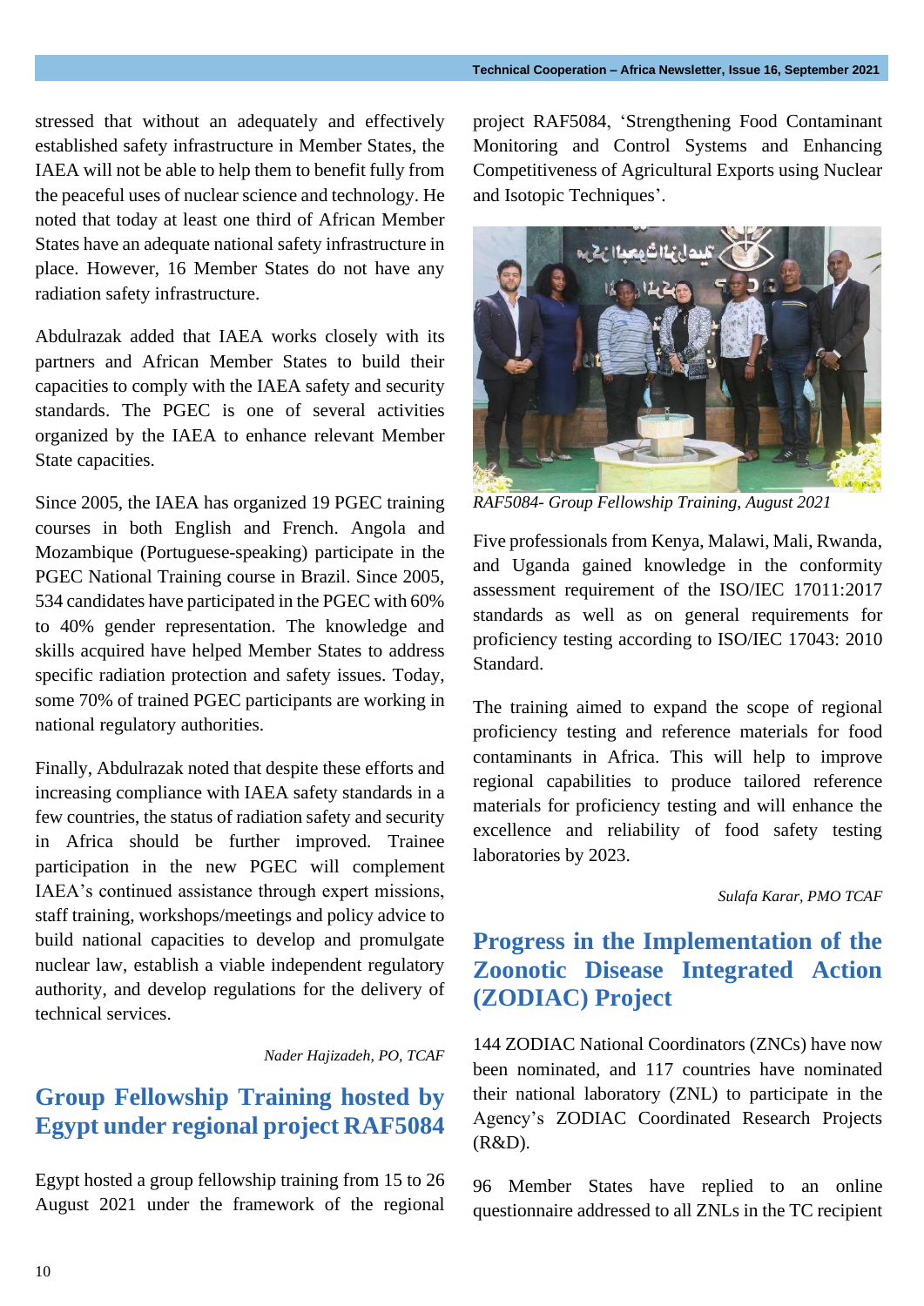stressed that without an adequately and effectively established safety infrastructure in Member States, the IAEA will not be able to help them to benefit fully from the peaceful uses of nuclear science and technology. He noted that today at least one third of African Member States have an adequate national safety infrastructure in place. However, 16 Member States do not have any radiation safety infrastructure.

Abdulrazak added that IAEA works closely with its partners and African Member States to build their capacities to comply with the IAEA safety and security standards. The PGEC is one of several activities organized by the IAEA to enhance relevant Member State capacities.

Since 2005, the IAEA has organized 19 PGEC training courses in both English and French. Angola and Mozambique (Portuguese-speaking) participate in the PGEC National Training course in Brazil. Since 2005, 534 candidates have participated in the PGEC with 60% to 40% gender representation. The knowledge and skills acquired have helped Member States to address specific radiation protection and safety issues. Today, some 70% of trained PGEC participants are working in national regulatory authorities.

Finally, Abdulrazak noted that despite these efforts and increasing compliance with IAEA safety standards in a few countries, the status of radiation safety and security in Africa should be further improved. Trainee participation in the new PGEC will complement IAEA's continued assistance through expert missions, staff training, workshops/meetings and policy advice to build national capacities to develop and promulgate nuclear law, establish a viable independent regulatory authority, and develop regulations for the delivery of technical services.

*Nader Hajizadeh, PO, TCAF*

## Group Fellowship Training hosted by Egypt under regional project RAF5084

Egypt hosted a group fellowship training from 15 to 26 August 2021 under the framework of the regional project RAF5084, 'Strengthening Food Contaminant Monitoring and Control Systems and Enhancing Competitiveness of Agricultural Exports using Nuclear and Isotopic Techniques'.

*RAF5084- Group Fellowship Training, August 2021*

Five professionals from Kenya, Malawi, Mali, Rwanda, and Uganda gained knowledge in the conformity assessment requirement of the ISO/IEC 17011:2017 standards as well as on general requirements for proficiency testing according to ISO/IEC 17043: 2010 Standard.

The training aimed to expand the scope of regional proficiency testing and reference materials for food contaminants in Africa. This will help to improve regional capabilities to produce tailored reference materials for proficiency testing and will enhance the excellence and reliability of food safety testing laboratories by 2023.

*Sulafa Karar, PMO TCAF*

## Progress in the Implementation of the Zoonotic Disease Integrated Action (ZODIAC) Project

144 ZODIAC National Coordinators (ZNCs) have now been nominated, and 117 countries have nominated their national laboratory (ZNL) to participate in the Agency's ZODIAC Coordinated Research Projects (R&D).

96 Member States have replied to an online questionnaire addressed to all ZNLs in the TC recipient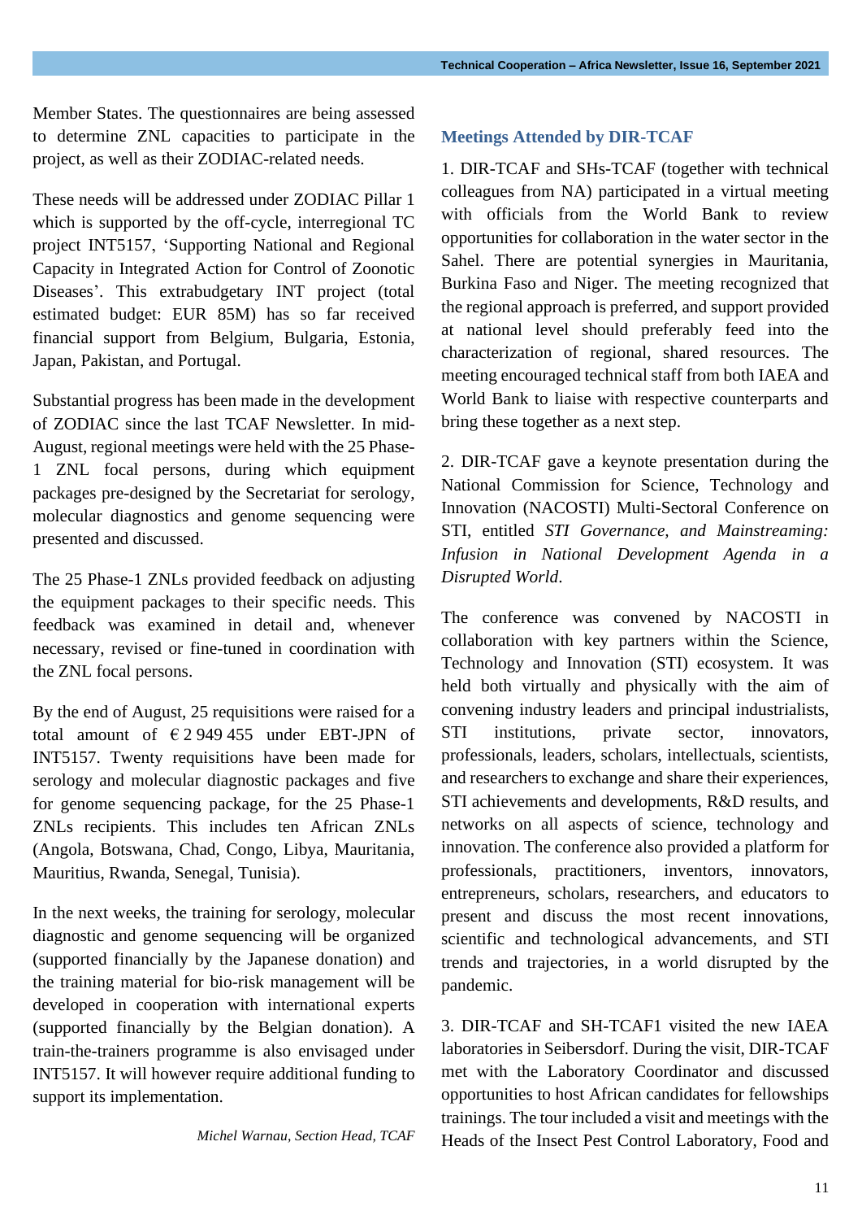Member States. The questionnaires are being assessed to determine ZNL capacities to participate in the project, as well as their ZODIAC-related needs.

These needs will be addressed under ZODIAC Pillar 1 which is supported by the off-cycle, interregional TC project INT5157, 'Supporting National and Regional Capacity in Integrated Action for Control of Zoonotic Diseases'. This extrabudgetary INT project (total estimated budget: EUR 85M) has so far received financial support from Belgium, Bulgaria, Estonia, Japan, Pakistan, and Portugal.

Substantial progress has been made in the development of ZODIAC since the last TCAF Newsletter. In mid-August, regional meetings were held with the 25 Phase-1 ZNL focal persons, during which equipment packages pre-designed by the Secretariat for serology, molecular diagnostics and genome sequencing were presented and discussed.

The 25 Phase-1 ZNLs provided feedback on adjusting the equipment packages to their specific needs. This feedback was examined in detail and, whenever necessary, revised or fine-tuned in coordination with the ZNL focal persons.

By the end of August, 25 requisitions were raised for a total amount of € 2 949 455 under EBT-JPN of INT5157. Twenty requisitions have been made for serology and molecular diagnostic packages and five for genome sequencing package, for the 25 Phase-1 ZNLs recipients. This includes ten African ZNLs (Angola, Botswana, Chad, Congo, Libya, Mauritania, Mauritius, Rwanda, Senegal, Tunisia).

In the next weeks, the training for serology, molecular diagnostic and genome sequencing will be organized (supported financially by the Japanese donation) and the training material for bio-risk management will be developed in cooperation with international experts (supported financially by the Belgian donation). A train-the-trainers programme is also envisaged under INT5157. It will however require additional funding to support its implementation.

*Michel Warnau, Section Head, TCAF*

## Meetings Attended by DIR-TCAF

1. DIR-TCAF and SHs-TCAF (together with technical colleagues from NA) participated in a virtual meeting with officials from the World Bank to review opportunities for collaboration in the water sector in the Sahel. There are potential synergies in Mauritania, Burkina Faso and Niger. The meeting recognized that the regional approach is preferred, and support provided at national level should preferably feed into the characterization of regional, shared resources. The meeting encouraged technical staff from both IAEA and World Bank to liaise with respective counterparts and bring these together as a next step.

2. DIR-TCAF gave a keynote presentation during the National Commission for Science, Technology and Innovation (NACOSTI) Multi-Sectoral Conference on STI, entitled *STI Governance, and Mainstreaming: Infusion in National Development Agenda in a Disrupted World*.

The conference was convened by NACOSTI in collaboration with key partners within the Science, Technology and Innovation (STI) ecosystem. It was held both virtually and physically with the aim of convening industry leaders and principal industrialists, STI institutions, private sector, innovators, professionals, leaders, scholars, intellectuals, scientists, and researchers to exchange and share their experiences, STI achievements and developments, R&D results, and networks on all aspects of science, technology and innovation. The conference also provided a platform for professionals, practitioners, inventors, innovators, entrepreneurs, scholars, researchers, and educators to present and discuss the most recent innovations, scientific and technological advancements, and STI trends and trajectories, in a world disrupted by the pandemic.

3. DIR-TCAF and SH-TCAF1 visited the new IAEA laboratories in Seibersdorf. During the visit, DIR-TCAF met with the Laboratory Coordinator and discussed opportunities to host African candidates for fellowships trainings. The tour included a visit and meetings with the Heads of the Insect Pest Control Laboratory, Food and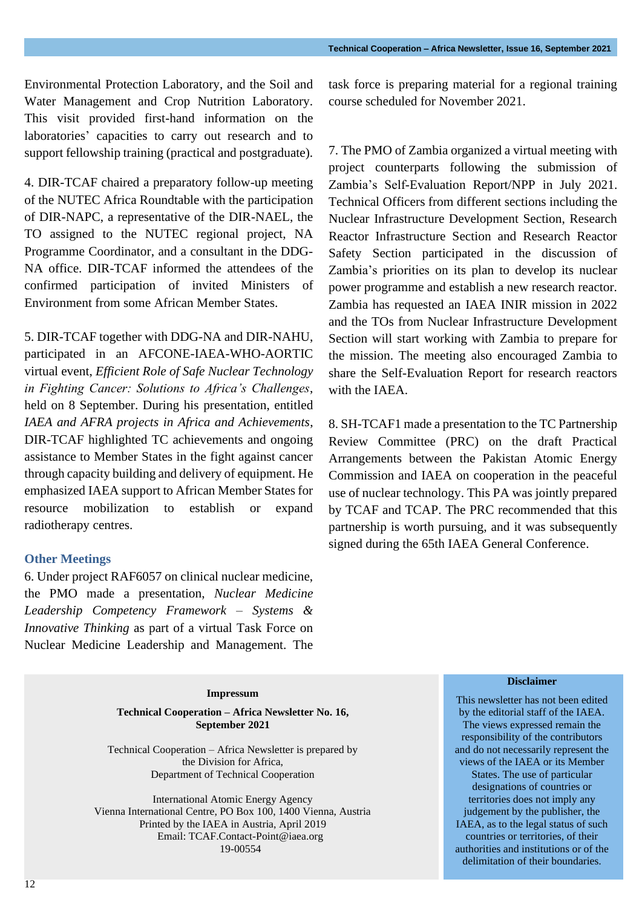Environmental Protection Laboratory, and the Soil and Water Management and Crop Nutrition Laboratory. This visit provided first-hand information on the laboratories' capacities to carry out research and to support fellowship training (practical and postgraduate).

4. DIR-TCAF chaired a preparatory follow-up meeting of the NUTEC Africa Roundtable with the participation of DIR-NAPC, a representative of the DIR-NAEL, the TO assigned to the NUTEC regional project, NA Programme Coordinator, and a consultant in the DDG-NA office. DIR-TCAF informed the attendees of the confirmed participation of invited Ministers of Environment from some African Member States.

5. DIR-TCAF together with DDG-NA and DIR-NAHU, participated in an AFCONE-IAEA-WHO-AORTIC virtual event, *Efficient Role of Safe Nuclear Technology in Fighting Cancer: Solutions to Africa's Challenges*, held on 8 September. During his presentation, entitled *IAEA and AFRA projects in Africa and Achievements*, DIR-TCAF highlighted TC achievements and ongoing assistance to Member States in the fight against cancer through capacity building and delivery of equipment. He emphasized IAEA support to African Member States for resource mobilization to establish or expand radiotherapy centres.

### Other Meetings

6. Under project RAF6057 on clinical nuclear medicine, the PMO made a presentation, *Nuclear Medicine Leadership Competency Framework – Systems & Innovative Thinking* as part of a virtual Task Force on Nuclear Medicine Leadership and Management. The task force is preparing material for a regional training course scheduled for November 2021.

7. The PMO of Zambia organized a virtual meeting with project counterparts following the submission of Zambia's Self-Evaluation Report/NPP in July 2021. Technical Officers from different sections including the Nuclear Infrastructure Development Section, Research Reactor Infrastructure Section and Research Reactor Safety Section participated in the discussion of Zambia's priorities on its plan to develop its nuclear power programme and establish a new research reactor. Zambia has requested an IAEA INIR mission in 2022 and the TOs from Nuclear Infrastructure Development Section will start working with Zambia to prepare for the mission. The meeting also encouraged Zambia to share the Self-Evaluation Report for research reactors with the IAEA.

8. SH-TCAF1 made a presentation to the TC Partnership Review Committee (PRC) on the draft Practical Arrangements between the Pakistan Atomic Energy Commission and IAEA on cooperation in the peaceful use of nuclear technology. This PA was jointly prepared by TCAF and TCAP. The PRC recommended that this partnership is worth pursuing, and it was subsequently signed during the 65th IAEA General Conference.

**Impressum**

**Technical Cooperation – Africa Newsletter No. 16, September 2021**

Technical Cooperation – Africa Newsletter is prepared by the Division for Africa, Department of Technical Cooperation

International Atomic Energy Agency
Vienna International Centre, PO Box 100, 1400 Vienna, Austria
Printed by the IAEA in Austria, April 2019
Email: TCAF.Contact-Point@iaea.org
19-00554

**Disclaimer**

This newsletter has not been edited by the editorial staff of the IAEA. The views expressed remain the responsibility of the contributors and do not necessarily represent the views of the IAEA or its Member States. The use of particular designations of countries or territories does not imply any judgement by the publisher, the IAEA, as to the legal status of such countries or territories, of their authorities and institutions or of the delimitation of their boundaries.